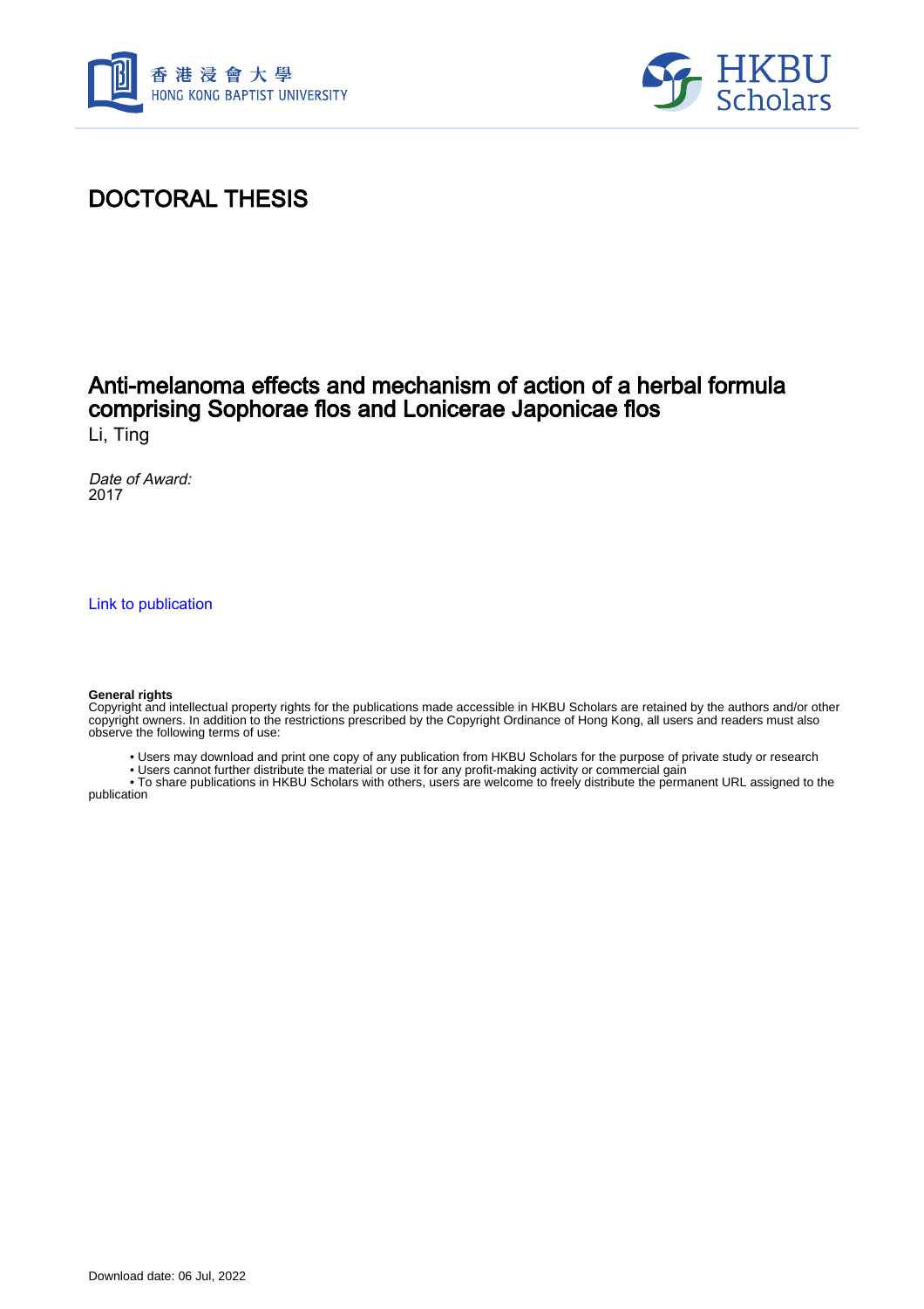# DOCTORAL THESIS

## Anti-melanoma effects and mechanism of action of a herbal formula comprising Sophorae flos and Lonicerae Japonicae flos

Li, Ting

*Date of Award:*
2017

Link to publication

**General rights**
Copyright and intellectual property rights for the publications made accessible in HKBU Scholars are retained by the authors and/or other copyright owners. In addition to the restrictions prescribed by the Copyright Ordinance of Hong Kong, all users and readers must also observe the following terms of use:

- Users may download and print one copy of any publication from HKBU Scholars for the purpose of private study or research
- Users cannot further distribute the material or use it for any profit-making activity or commercial gain
- To share publications in HKBU Scholars with others, users are welcome to freely distribute the permanent URL assigned to the publication

Download date: 06 Jul, 2022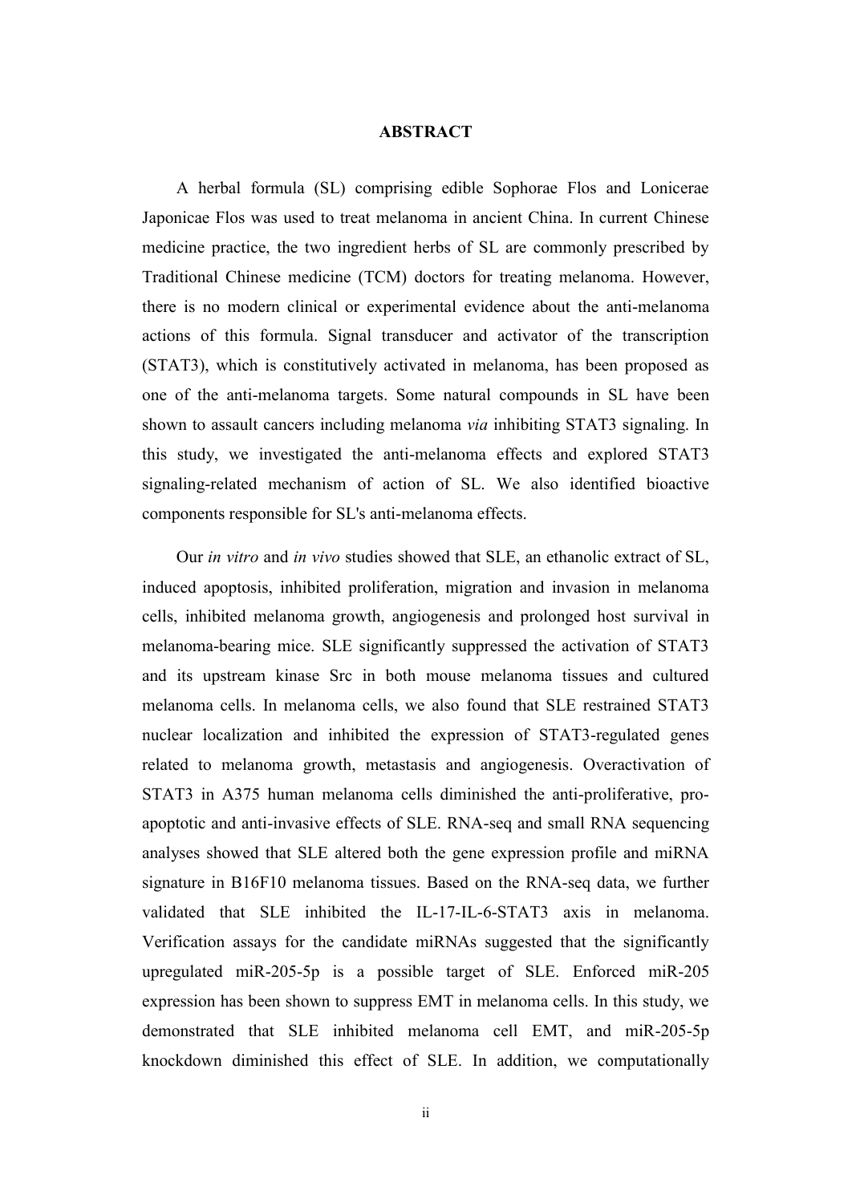## ABSTRACT

A herbal formula (SL) comprising edible Sophorae Flos and Lonicerae Japonicae Flos was used to treat melanoma in ancient China. In current Chinese medicine practice, the two ingredient herbs of SL are commonly prescribed by Traditional Chinese medicine (TCM) doctors for treating melanoma. However, there is no modern clinical or experimental evidence about the anti-melanoma actions of this formula. Signal transducer and activator of the transcription (STAT3), which is constitutively activated in melanoma, has been proposed as one of the anti-melanoma targets. Some natural compounds in SL have been shown to assault cancers including melanoma *via* inhibiting STAT3 signaling. In this study, we investigated the anti-melanoma effects and explored STAT3 signaling-related mechanism of action of SL. We also identified bioactive components responsible for SL's anti-melanoma effects.

Our *in vitro* and *in vivo* studies showed that SLE, an ethanolic extract of SL, induced apoptosis, inhibited proliferation, migration and invasion in melanoma cells, inhibited melanoma growth, angiogenesis and prolonged host survival in melanoma-bearing mice. SLE significantly suppressed the activation of STAT3 and its upstream kinase Src in both mouse melanoma tissues and cultured melanoma cells. In melanoma cells, we also found that SLE restrained STAT3 nuclear localization and inhibited the expression of STAT3-regulated genes related to melanoma growth, metastasis and angiogenesis. Overactivation of STAT3 in A375 human melanoma cells diminished the anti-proliferative, pro-apoptotic and anti-invasive effects of SLE. RNA-seq and small RNA sequencing analyses showed that SLE altered both the gene expression profile and miRNA signature in B16F10 melanoma tissues. Based on the RNA-seq data, we further validated that SLE inhibited the IL-17-IL-6-STAT3 axis in melanoma. Verification assays for the candidate miRNAs suggested that the significantly upregulated miR-205-5p is a possible target of SLE. Enforced miR-205 expression has been shown to suppress EMT in melanoma cells. In this study, we demonstrated that SLE inhibited melanoma cell EMT, and miR-205-5p knockdown diminished this effect of SLE. In addition, we computationally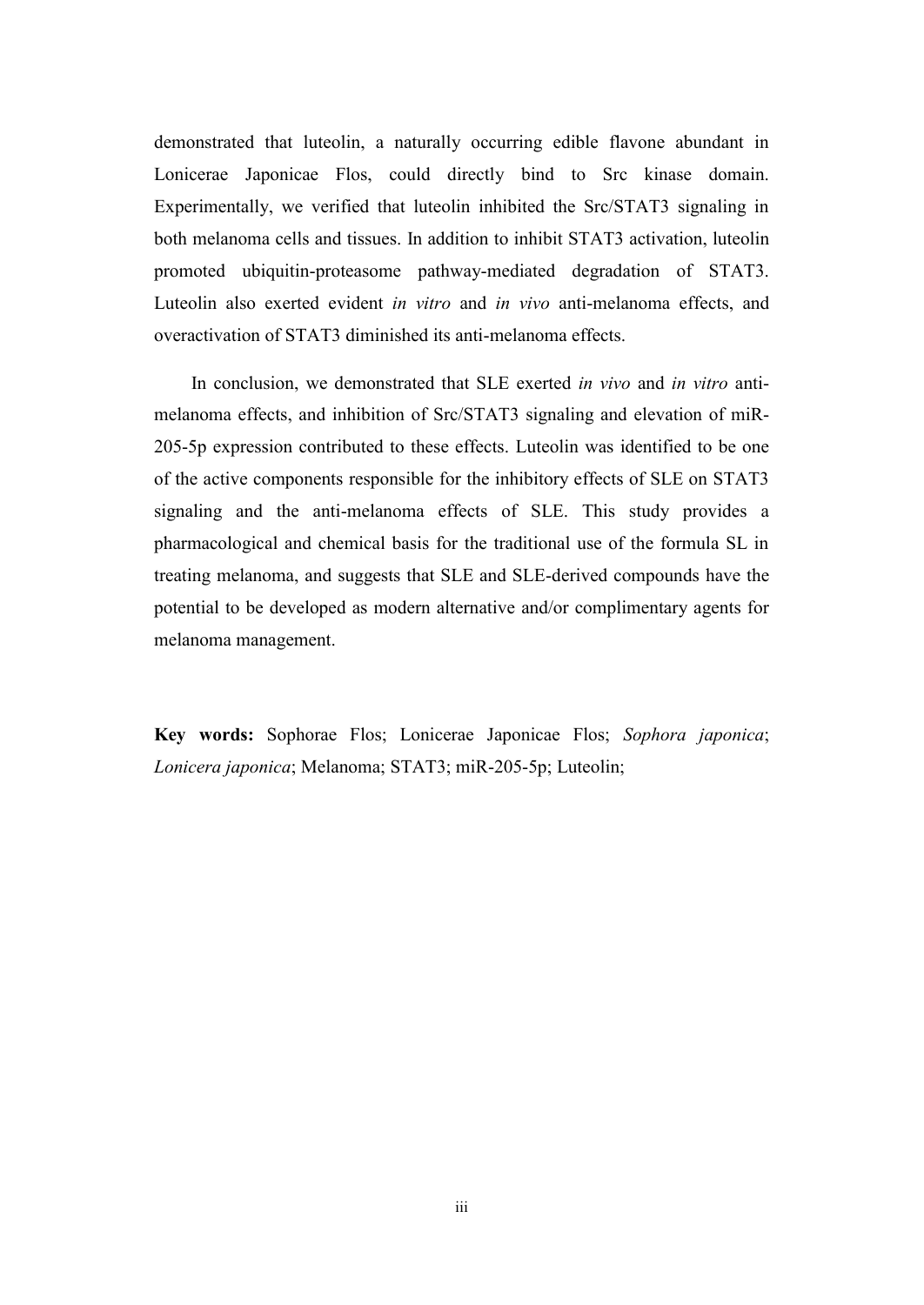demonstrated that luteolin, a naturally occurring edible flavone abundant in Lonicerae Japonicae Flos, could directly bind to Src kinase domain. Experimentally, we verified that luteolin inhibited the Src/STAT3 signaling in both melanoma cells and tissues. In addition to inhibit STAT3 activation, luteolin promoted ubiquitin-proteasome pathway-mediated degradation of STAT3. Luteolin also exerted evident *in vitro* and *in vivo* anti-melanoma effects, and overactivation of STAT3 diminished its anti-melanoma effects.

In conclusion, we demonstrated that SLE exerted *in vivo* and *in vitro* anti-melanoma effects, and inhibition of Src/STAT3 signaling and elevation of miR-205-5p expression contributed to these effects. Luteolin was identified to be one of the active components responsible for the inhibitory effects of SLE on STAT3 signaling and the anti-melanoma effects of SLE. This study provides a pharmacological and chemical basis for the traditional use of the formula SL in treating melanoma, and suggests that SLE and SLE-derived compounds have the potential to be developed as modern alternative and/or complimentary agents for melanoma management.

**Key words:** Sophorae Flos; Lonicerae Japonicae Flos; *Sophora japonica*; *Lonicera japonica*; Melanoma; STAT3; miR-205-5p; Luteolin;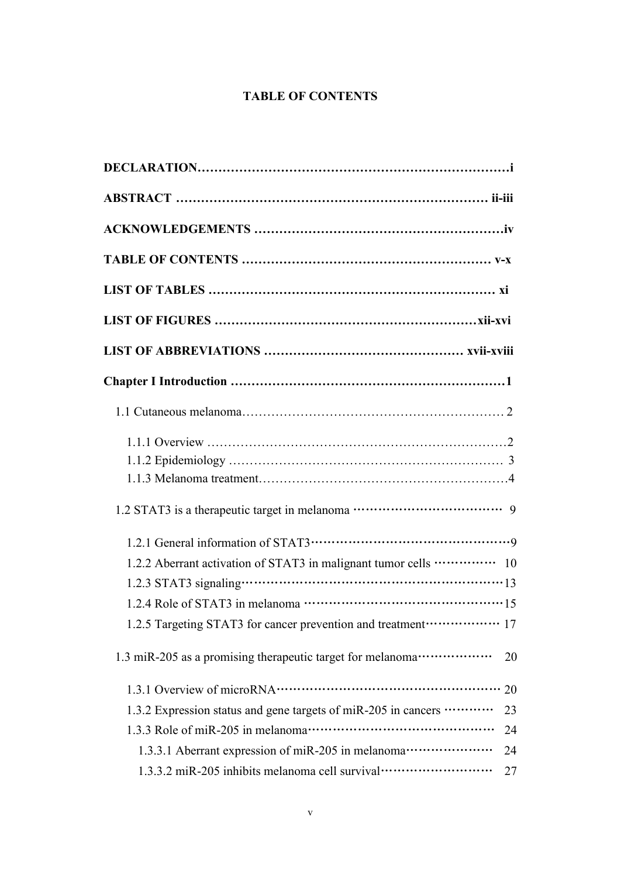# TABLE OF CONTENTS

**DECLARATION……………………………………………………………………i**

**ABSTRACT ………………………………………………………………… ii-iii**

**ACKNOWLEDGEMENTS ……………………………………………………iv**

**TABLE OF CONTENTS …………………………………………………… v-x**

**LIST OF TABLES …………………………………………………………… xi**

**LIST OF FIGURES ………………………………………………………xii-xvi**

**LIST OF ABBREVIATIONS ………………………………………… xvii-xviii**

**Chapter I Introduction …………………………………………………………1**

1.1 Cutaneous melanoma…………………………………………………… 2

1.1.1 Overview ………………………………………………………………2
1.1.2 Epidemiology ………………………………………………………… 3
1.1.3 Melanoma treatment……………………………………………………4

1.2 STAT3 is a therapeutic target in melanoma ……………………………… 9

1.2.1 General information of STAT3…………………………………………9
1.2.2 Aberrant activation of STAT3 in malignant tumor cells …………… 10
1.2.3 STAT3 signaling………………………………………………………13
1.2.4 Role of STAT3 in melanoma …………………………………………15
1.2.5 Targeting STAT3 for cancer prevention and treatment……………… 17

1.3 miR-205 as a promising therapeutic target for melanoma……………… 20

1.3.1 Overview of microRNA……………………………………………… 20
1.3.2 Expression status and gene targets of miR-205 in cancers ………… 23
1.3.3 Role of miR-205 in melanoma……………………………………… 24
1.3.3.1 Aberrant expression of miR-205 in melanoma………………… 24
1.3.3.2 miR-205 inhibits melanoma cell survival……………………… 27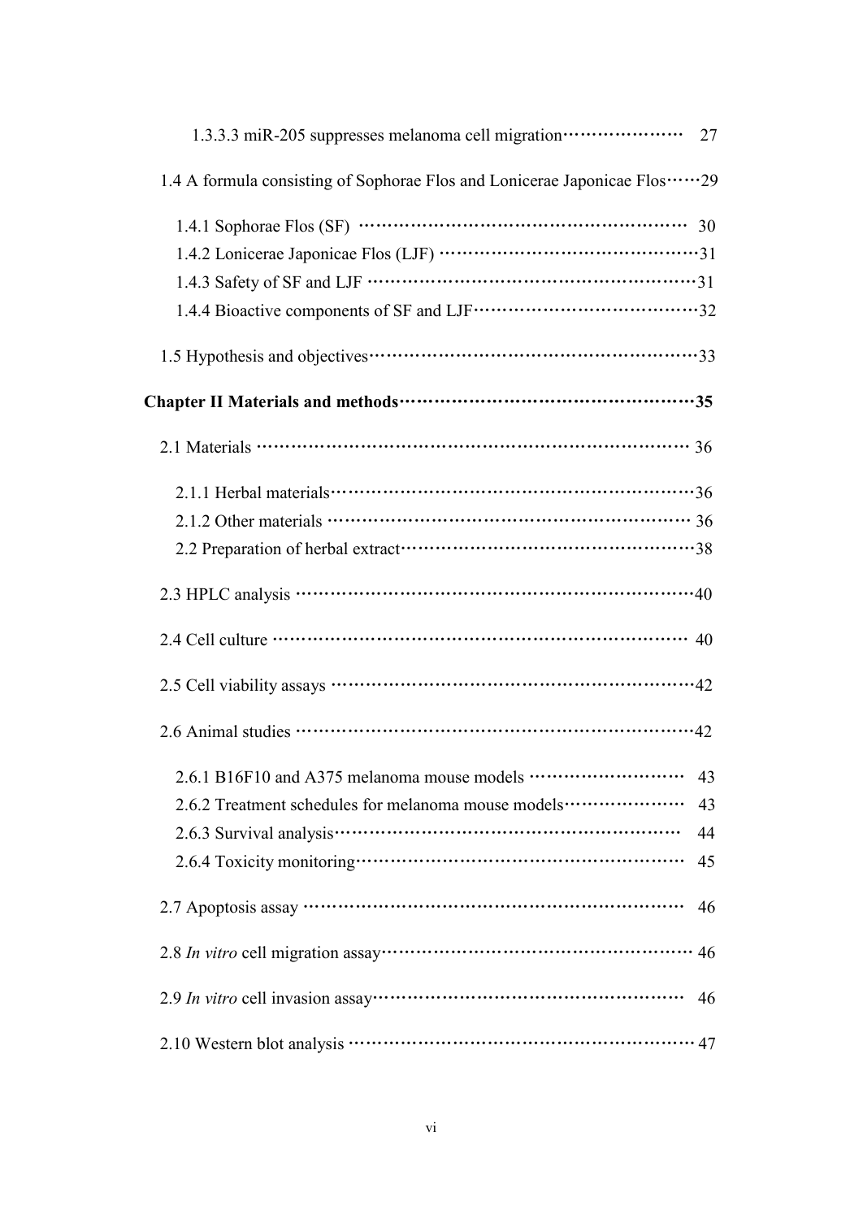1.3.3.3 miR-205 suppresses melanoma cell migration………………… 27

1.4 A formula consisting of Sophorae Flos and Lonicerae Japonicae Flos……29

1.4.1 Sophorae Flos (SF) …………………………………………………… 30

1.4.2 Lonicerae Japonicae Flos (LJF) ………………………………………31

1.4.3 Safety of SF and LJF …………………………………………………31

1.4.4 Bioactive components of SF and LJF…………………………………32

1.5 Hypothesis and objectives…………………………………………………33

**Chapter II Materials and methods……………………………………………35**

2.1 Materials ………………………………………………………………… 36

2.1.1 Herbal materials…………………………………………………………36

2.1.2 Other materials ………………………………………………………… 36

2.2 Preparation of herbal extract……………………………………………38

2.3 HPLC analysis ……………………………………………………………40

2.4 Cell culture ……………………………………………………………… 40

2.5 Cell viability assays ………………………………………………………42

2.6 Animal studies ……………………………………………………………42

2.6.1 B16F10 and A375 melanoma mouse models ……………………… 43

2.6.2 Treatment schedules for melanoma mouse models………………… 43

2.6.3 Survival analysis……………………………………………………… 44

2.6.4 Toxicity monitoring…………………………………………………… 45

2.7 Apoptosis assay ………………………………………………………… 46

2.8 *In vitro* cell migration assay……………………………………………… 46

2.9 *In vitro* cell invasion assay……………………………………………… 46

2.10 Western blot analysis …………………………………………………… 47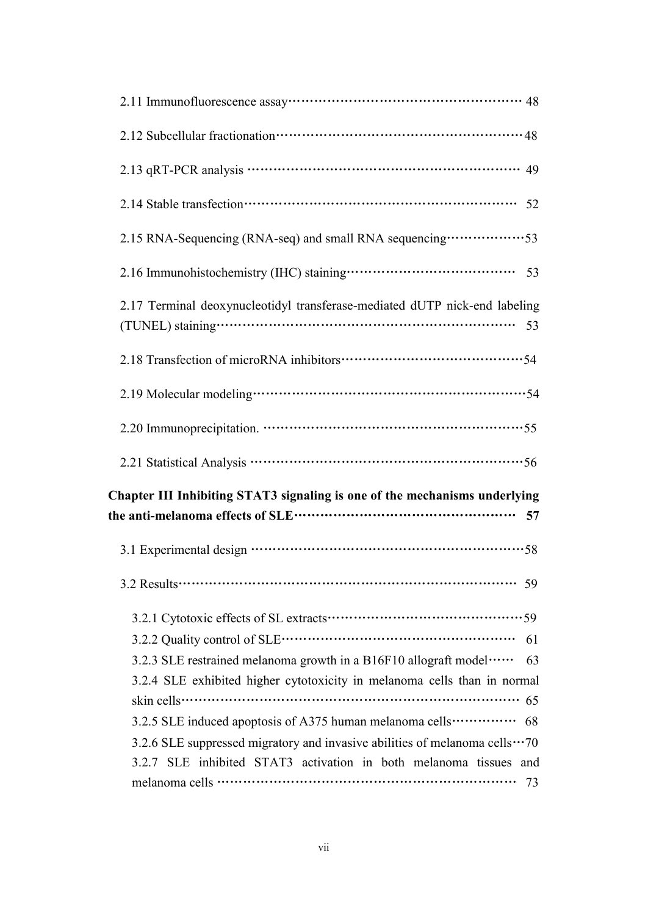2.11 Immunofluorescence assay………………………………………………… 48

2.12 Subcellular fractionation……………………………………………………48

2.13 qRT-PCR analysis ……………………………………………………… 49

2.14 Stable transfection……………………………………………………… 52

2.15 RNA-Sequencing (RNA-seq) and small RNA sequencing………………53

2.16 Immunohistochemistry (IHC) staining………………………………… 53

2.17 Terminal deoxynucleotidyl transferase-mediated dUTP nick-end labeling (TUNEL) staining……………………………………………………………… 53

2.18 Transfection of microRNA inhibitors……………………………………54

2.19 Molecular modeling…………………………………………………………54

2.20 Immunoprecipitation. ………………………………………………………55

2.21 Statistical Analysis …………………………………………………………56

**Chapter III Inhibiting STAT3 signaling is one of the mechanisms underlying the anti-melanoma effects of SLE…………………………………………… 57**

3.1 Experimental design …………………………………………………………58

3.2 Results…………………………………………………………………… 59

3.2.1 Cytotoxic effects of SL extracts………………………………………59

3.2.2 Quality control of SLE……………………………………………… 61

3.2.3 SLE restrained melanoma growth in a B16F10 allograft model…… 63

3.2.4 SLE exhibited higher cytotoxicity in melanoma cells than in normal skin cells……………………………………………………………………… 65

3.2.5 SLE induced apoptosis of A375 human melanoma cells…………… 68

3.2.6 SLE suppressed migratory and invasive abilities of melanoma cells…70

3.2.7 SLE inhibited STAT3 activation in both melanoma tissues and melanoma cells ………………………………………………………………… 73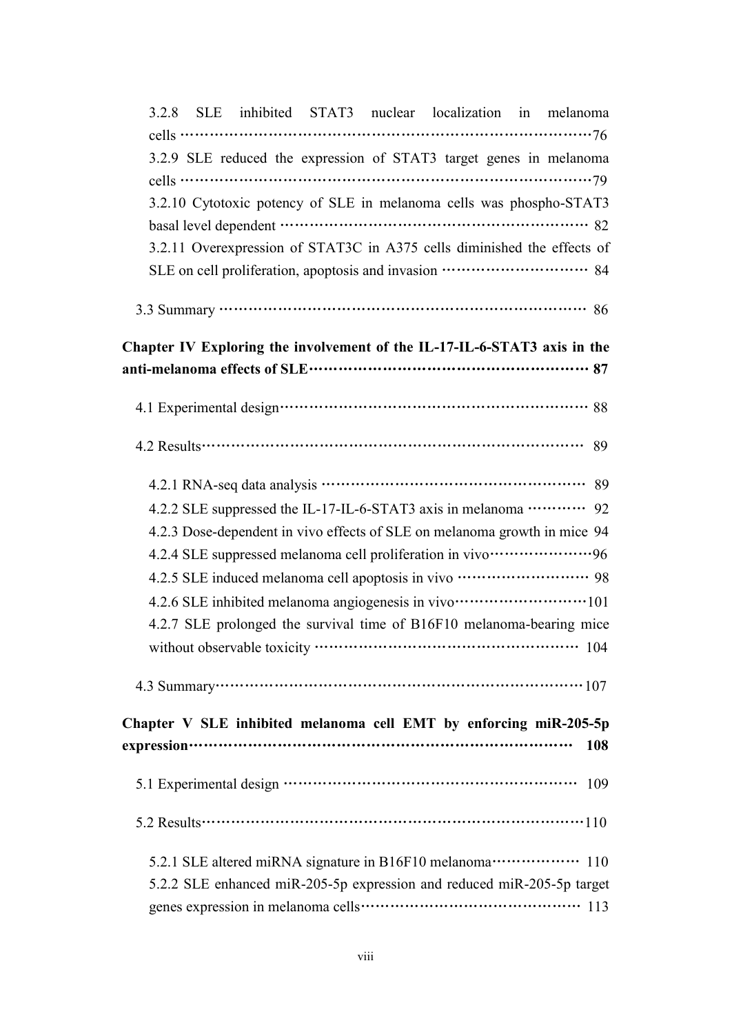3.2.8 SLE inhibited STAT3 nuclear localization in melanoma cells ··· 76

3.2.9 SLE reduced the expression of STAT3 target genes in melanoma cells ··· 79

3.2.10 Cytotoxic potency of SLE in melanoma cells was phospho-STAT3 basal level dependent ··· 82

3.2.11 Overexpression of STAT3C in A375 cells diminished the effects of SLE on cell proliferation, apoptosis and invasion ··· 84

3.3 Summary ··· 86

**Chapter IV Exploring the involvement of the IL-17-IL-6-STAT3 axis in the anti-melanoma effects of SLE··· 87**

4.1 Experimental design··· 88

4.2 Results··· 89

4.2.1 RNA-seq data analysis ··· 89

4.2.2 SLE suppressed the IL-17-IL-6-STAT3 axis in melanoma ··· 92

4.2.3 Dose-dependent in vivo effects of SLE on melanoma growth in mice 94

4.2.4 SLE suppressed melanoma cell proliferation in vivo··· 96

4.2.5 SLE induced melanoma cell apoptosis in vivo ··· 98

4.2.6 SLE inhibited melanoma angiogenesis in vivo··· 101

4.2.7 SLE prolonged the survival time of B16F10 melanoma-bearing mice without observable toxicity ··· 104

4.3 Summary··· 107

**Chapter V SLE inhibited melanoma cell EMT by enforcing miR-205-5p expression··· 108**

5.1 Experimental design ··· 109

5.2 Results··· 110

5.2.1 SLE altered miRNA signature in B16F10 melanoma··· 110

5.2.2 SLE enhanced miR-205-5p expression and reduced miR-205-5p target genes expression in melanoma cells··· 113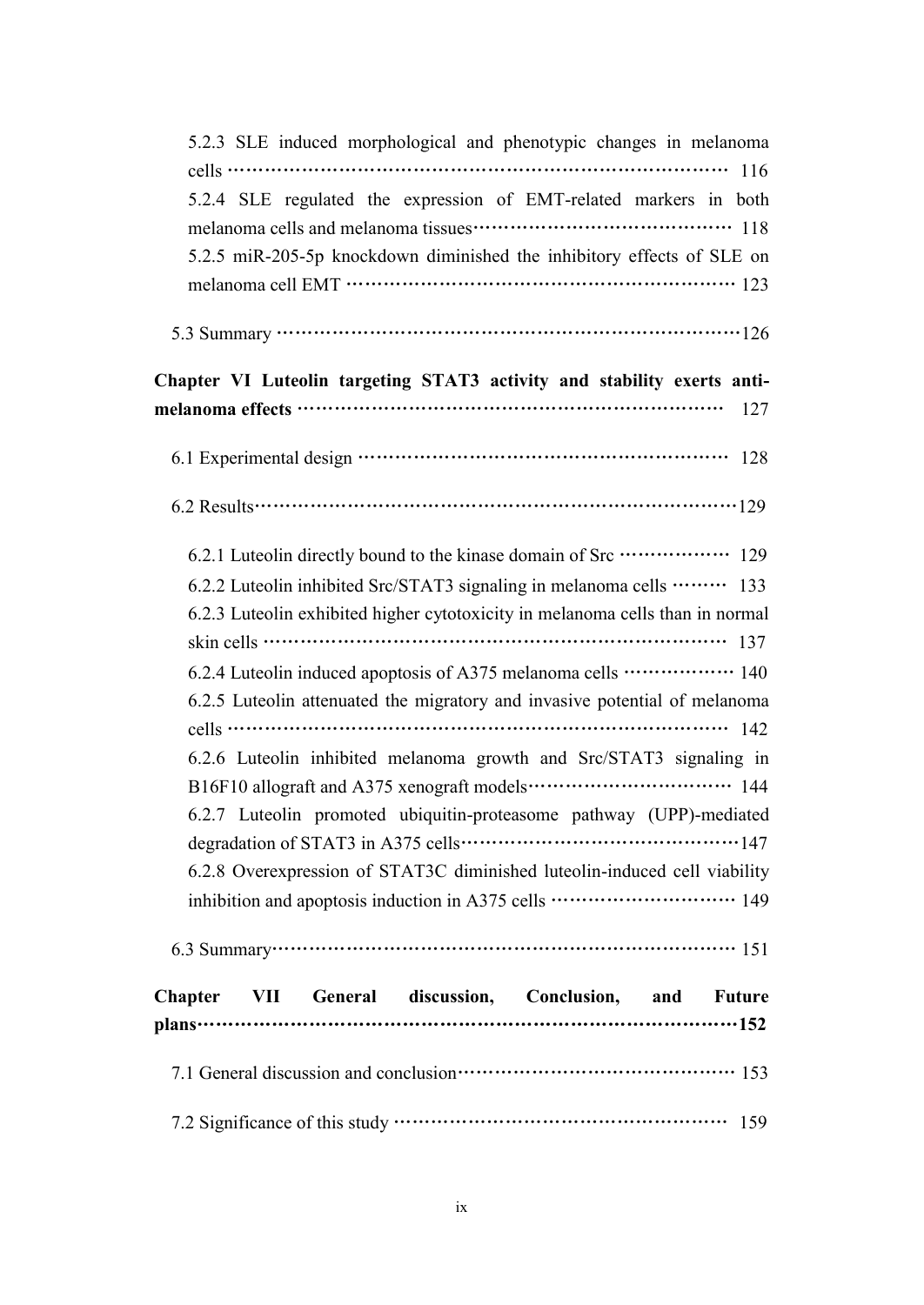5.2.3 SLE induced morphological and phenotypic changes in melanoma cells ········································································ 116

5.2.4 SLE regulated the expression of EMT-related markers in both melanoma cells and melanoma tissues·········································· 118

5.2.5 miR-205-5p knockdown diminished the inhibitory effects of SLE on melanoma cell EMT ································································ 123

5.3 Summary ··········································································126

**Chapter VI Luteolin targeting STAT3 activity and stability exerts anti-melanoma effects** ·································································· 127

6.1 Experimental design ······························································ 128

6.2 Results················································································129

6.2.1 Luteolin directly bound to the kinase domain of Src ··················· 129

6.2.2 Luteolin inhibited Src/STAT3 signaling in melanoma cells ········· 133

6.2.3 Luteolin exhibited higher cytotoxicity in melanoma cells than in normal skin cells ············································································ 137

6.2.4 Luteolin induced apoptosis of A375 melanoma cells ·················· 140

6.2.5 Luteolin attenuated the migratory and invasive potential of melanoma cells ······························································································ 142

6.2.6 Luteolin inhibited melanoma growth and Src/STAT3 signaling in B16F10 allograft and A375 xenograft models································· 144

6.2.7 Luteolin promoted ubiquitin-proteasome pathway (UPP)-mediated degradation of STAT3 in A375 cells············································147

6.2.8 Overexpression of STAT3C diminished luteolin-induced cell viability inhibition and apoptosis induction in A375 cells ······························ 149

6.3 Summary············································································· 151

**Chapter VII General discussion, Conclusion, and Future plans**······································································**152**

7.1 General discussion and conclusion··········································· 153

7.2 Significance of this study ························································ 159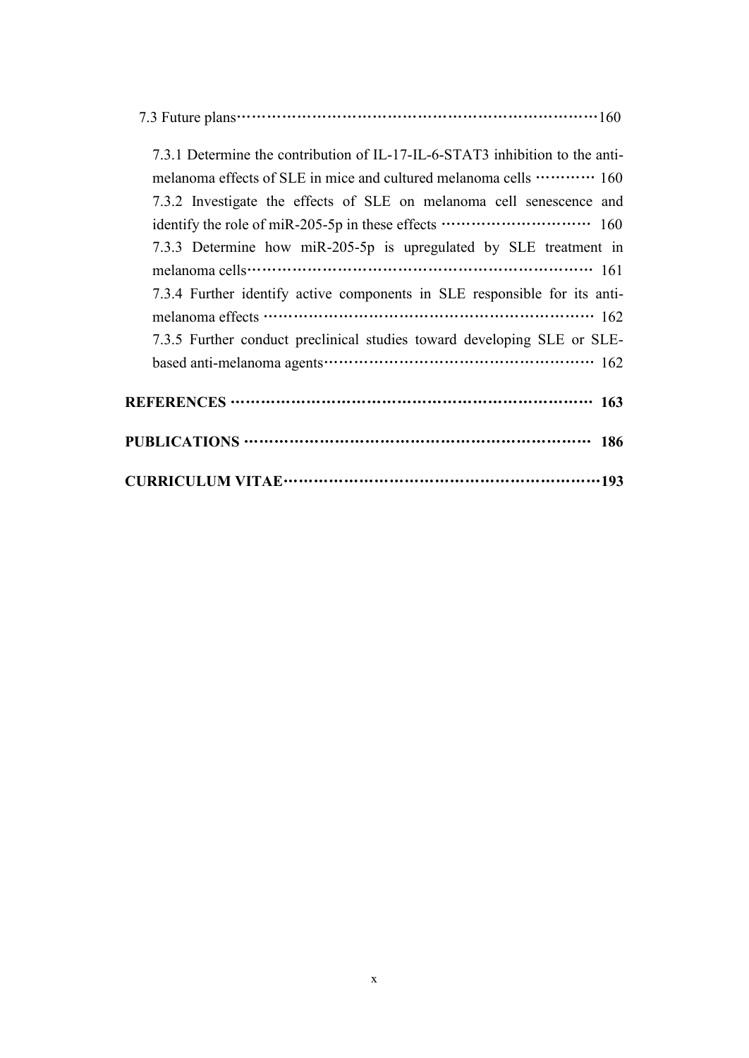7.3 Future plans……………………………………………………………………160

7.3.1 Determine the contribution of IL-17-IL-6-STAT3 inhibition to the anti-melanoma effects of SLE in mice and cultured melanoma cells ………… 160

7.3.2 Investigate the effects of SLE on melanoma cell senescence and identify the role of miR-205-5p in these effects ………………………… 160

7.3.3 Determine how miR-205-5p is upregulated by SLE treatment in melanoma cells……………………………………………………………… 161

7.3.4 Further identify active components in SLE responsible for its anti-melanoma effects …………………………………………………………… 162

7.3.5 Further conduct preclinical studies toward developing SLE or SLE-based anti-melanoma agents……………………………………………… 162

**REFERENCES ……………………………………………………………… 163**

**PUBLICATIONS …………………………………………………………… 186**

**CURRICULUM VITAE………………………………………………………193**